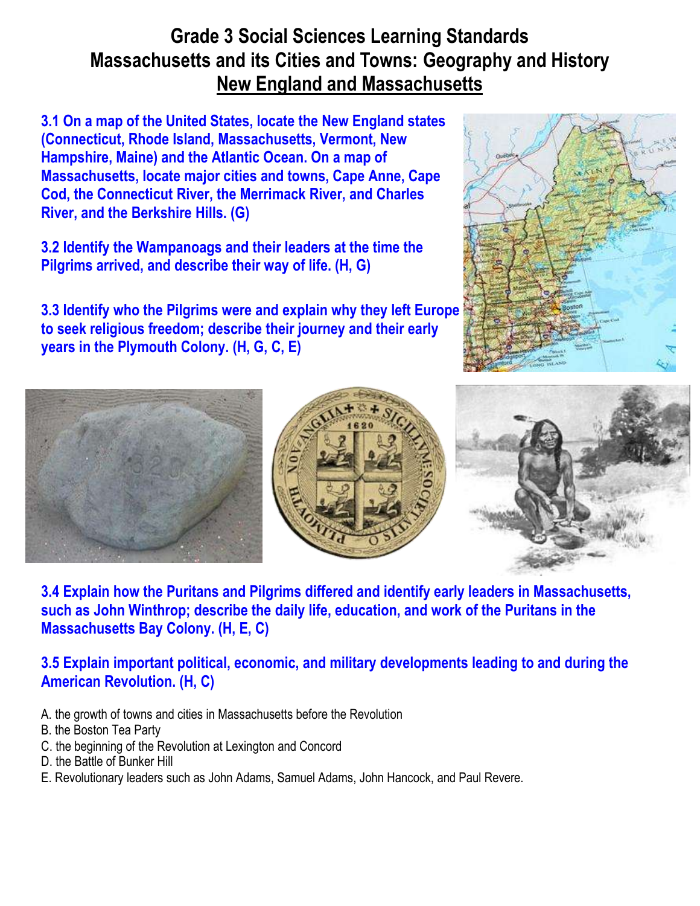# Grade 3 Social Sciences Learning Standards
## Massachusetts and its Cities and Towns: Geography and History
## New England and Massachusetts

**3.1 On a map of the United States, locate the New England states (Connecticut, Rhode Island, Massachusetts, Vermont, New Hampshire, Maine) and the Atlantic Ocean. On a map of Massachusetts, locate major cities and towns, Cape Anne, Cape Cod, the Connecticut River, the Merrimack River, and Charles River, and the Berkshire Hills. (G)**

**3.2 Identify the Wampanoags and their leaders at the time the Pilgrims arrived, and describe their way of life. (H, G)**

**3.3 Identify who the Pilgrims were and explain why they left Europe to seek religious freedom; describe their journey and their early years in the Plymouth Colony. (H, G, C, E)**

**3.4 Explain how the Puritans and Pilgrims differed and identify early leaders in Massachusetts, such as John Winthrop; describe the daily life, education, and work of the Puritans in the Massachusetts Bay Colony. (H, E, C)**

**3.5 Explain important political, economic, and military developments leading to and during the American Revolution. (H, C)**

A. the growth of towns and cities in Massachusetts before the Revolution
B. the Boston Tea Party
C. the beginning of the Revolution at Lexington and Concord
D. the Battle of Bunker Hill
E. Revolutionary leaders such as John Adams, Samuel Adams, John Hancock, and Paul Revere.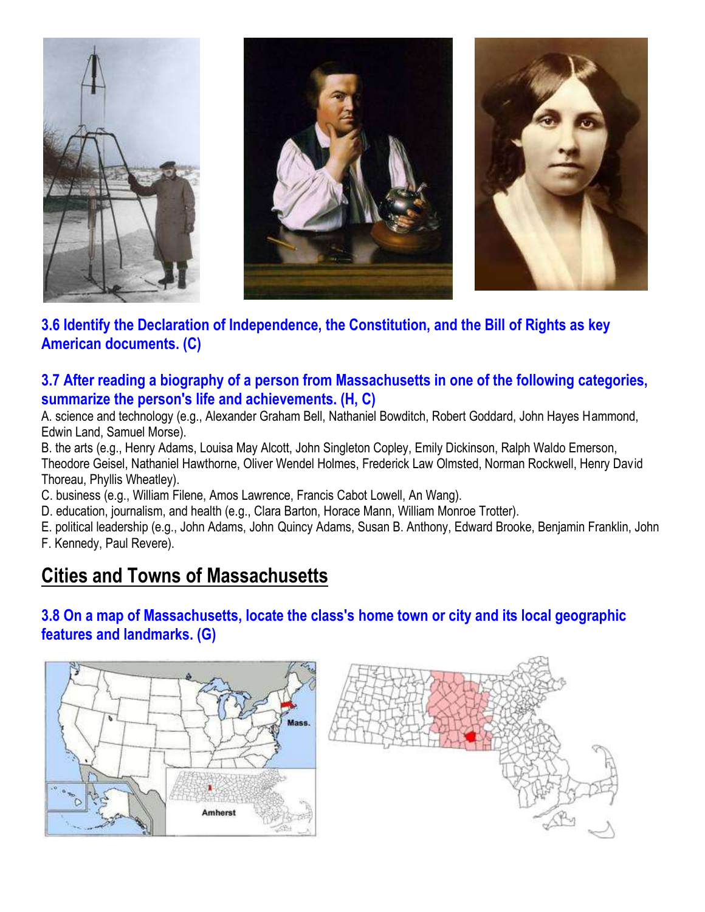**3.6 Identify the Declaration of Independence, the Constitution, and the Bill of Rights as key American documents. (C)**

**3.7 After reading a biography of a person from Massachusetts in one of the following categories, summarize the person's life and achievements. (H, C)**

A. science and technology (e.g., Alexander Graham Bell, Nathaniel Bowditch, Robert Goddard, John Hayes Hammond, Edwin Land, Samuel Morse).

B. the arts (e.g., Henry Adams, Louisa May Alcott, John Singleton Copley, Emily Dickinson, Ralph Waldo Emerson, Theodore Geisel, Nathaniel Hawthorne, Oliver Wendel Holmes, Frederick Law Olmsted, Norman Rockwell, Henry David Thoreau, Phyllis Wheatley).

C. business (e.g., William Filene, Amos Lawrence, Francis Cabot Lowell, An Wang).

D. education, journalism, and health (e.g., Clara Barton, Horace Mann, William Monroe Trotter).

E. political leadership (e.g., John Adams, John Quincy Adams, Susan B. Anthony, Edward Brooke, Benjamin Franklin, John F. Kennedy, Paul Revere).

## Cities and Towns of Massachusetts

**3.8 On a map of Massachusetts, locate the class's home town or city and its local geographic features and landmarks. (G)**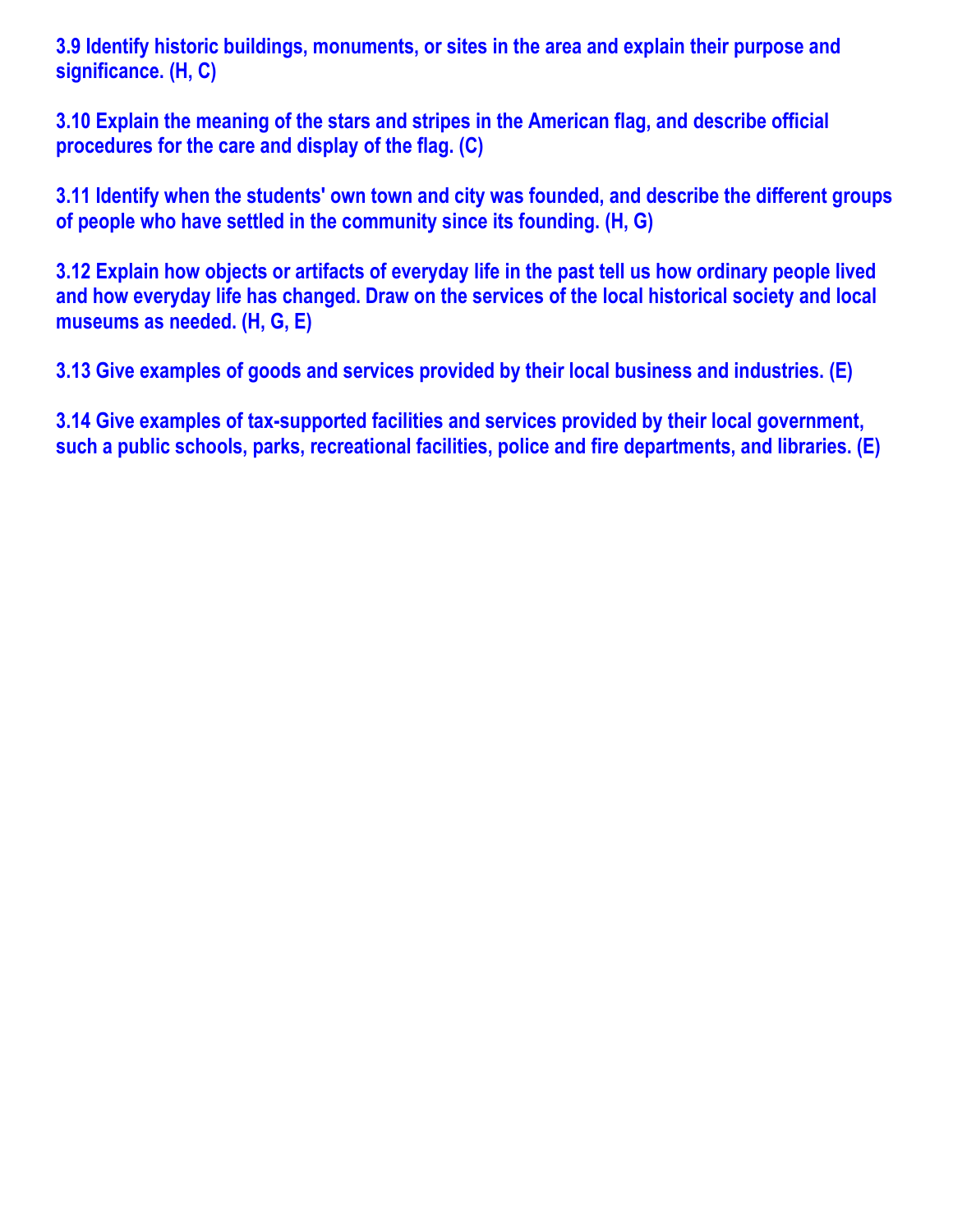**3.9 Identify historic buildings, monuments, or sites in the area and explain their purpose and significance. (H, C)**

**3.10 Explain the meaning of the stars and stripes in the American flag, and describe official procedures for the care and display of the flag. (C)**

**3.11 Identify when the students' own town and city was founded, and describe the different groups of people who have settled in the community since its founding. (H, G)**

**3.12 Explain how objects or artifacts of everyday life in the past tell us how ordinary people lived and how everyday life has changed. Draw on the services of the local historical society and local museums as needed. (H, G, E)**

**3.13 Give examples of goods and services provided by their local business and industries. (E)**

**3.14 Give examples of tax-supported facilities and services provided by their local government, such a public schools, parks, recreational facilities, police and fire departments, and libraries. (E)**